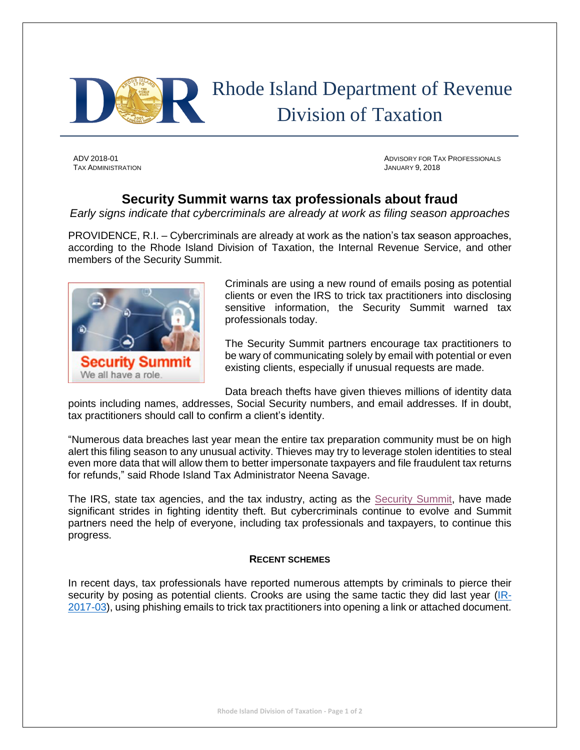# Rhode Island Department of Revenue
## Division of Taxation

ADV 2018-01
TAX ADMINISTRATION

ADVISORY FOR TAX PROFESSIONALS
JANUARY 9, 2018

## Security Summit warns tax professionals about fraud

*Early signs indicate that cybercriminals are already at work as filing season approaches*

PROVIDENCE, R.I. – Cybercriminals are already at work as the nation's tax season approaches, according to the Rhode Island Division of Taxation, the Internal Revenue Service, and other members of the Security Summit.

Criminals are using a new round of emails posing as potential clients or even the IRS to trick tax practitioners into disclosing sensitive information, the Security Summit warned tax professionals today.

The Security Summit partners encourage tax practitioners to be wary of communicating solely by email with potential or even existing clients, especially if unusual requests are made.

Data breach thefts have given thieves millions of identity data points including names, addresses, Social Security numbers, and email addresses. If in doubt, tax practitioners should call to confirm a client's identity.

"Numerous data breaches last year mean the entire tax preparation community must be on high alert this filing season to any unusual activity. Thieves may try to leverage stolen identities to steal even more data that will allow them to better impersonate taxpayers and file fraudulent tax returns for refunds," said Rhode Island Tax Administrator Neena Savage.

The IRS, state tax agencies, and the tax industry, acting as the Security Summit, have made significant strides in fighting identity theft. But cybercriminals continue to evolve and Summit partners need the help of everyone, including tax professionals and taxpayers, to continue this progress.

### RECENT SCHEMES

In recent days, tax professionals have reported numerous attempts by criminals to pierce their security by posing as potential clients. Crooks are using the same tactic they did last year (IR-2017-03), using phishing emails to trick tax practitioners into opening a link or attached document.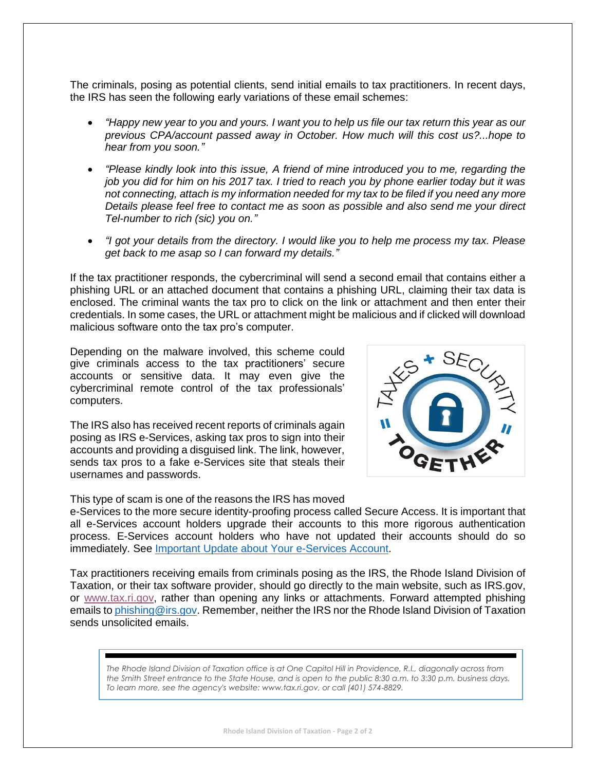The criminals, posing as potential clients, send initial emails to tax practitioners. In recent days, the IRS has seen the following early variations of these email schemes:

- *"Happy new year to you and yours. I want you to help us file our tax return this year as our previous CPA/account passed away in October. How much will this cost us?...hope to hear from you soon."*
- *"Please kindly look into this issue, A friend of mine introduced you to me, regarding the job you did for him on his 2017 tax. I tried to reach you by phone earlier today but it was not connecting, attach is my information needed for my tax to be filed if you need any more Details please feel free to contact me as soon as possible and also send me your direct Tel-number to rich (sic) you on."*
- *"I got your details from the directory. I would like you to help me process my tax. Please get back to me asap so I can forward my details."*

If the tax practitioner responds, the cybercriminal will send a second email that contains either a phishing URL or an attached document that contains a phishing URL, claiming their tax data is enclosed. The criminal wants the tax pro to click on the link or attachment and then enter their credentials. In some cases, the URL or attachment might be malicious and if clicked will download malicious software onto the tax pro's computer.

Depending on the malware involved, this scheme could give criminals access to the tax practitioners' secure accounts or sensitive data. It may even give the cybercriminal remote control of the tax professionals' computers.

The IRS also has received recent reports of criminals again posing as IRS e-Services, asking tax pros to sign into their accounts and providing a disguised link. The link, however, sends tax pros to a fake e-Services site that steals their usernames and passwords.

This type of scam is one of the reasons the IRS has moved e-Services to the more secure identity-proofing process called Secure Access. It is important that all e-Services account holders upgrade their accounts to this more rigorous authentication process. E-Services account holders who have not updated their accounts should do so immediately. See [Important Update about Your e-Services Account](#).

Tax practitioners receiving emails from criminals posing as the IRS, the Rhode Island Division of Taxation, or their tax software provider, should go directly to the main website, such as IRS.gov, or [www.tax.ri.gov](http://www.tax.ri.gov), rather than opening any links or attachments. Forward attempted phishing emails to [phishing@irs.gov](mailto:phishing@irs.gov). Remember, neither the IRS nor the Rhode Island Division of Taxation sends unsolicited emails.

*The Rhode Island Division of Taxation office is at One Capitol Hill in Providence, R.I., diagonally across from the Smith Street entrance to the State House, and is open to the public 8:30 a.m. to 3:30 p.m. business days. To learn more, see the agency's website: www.tax.ri.gov, or call (401) 574-8829.*